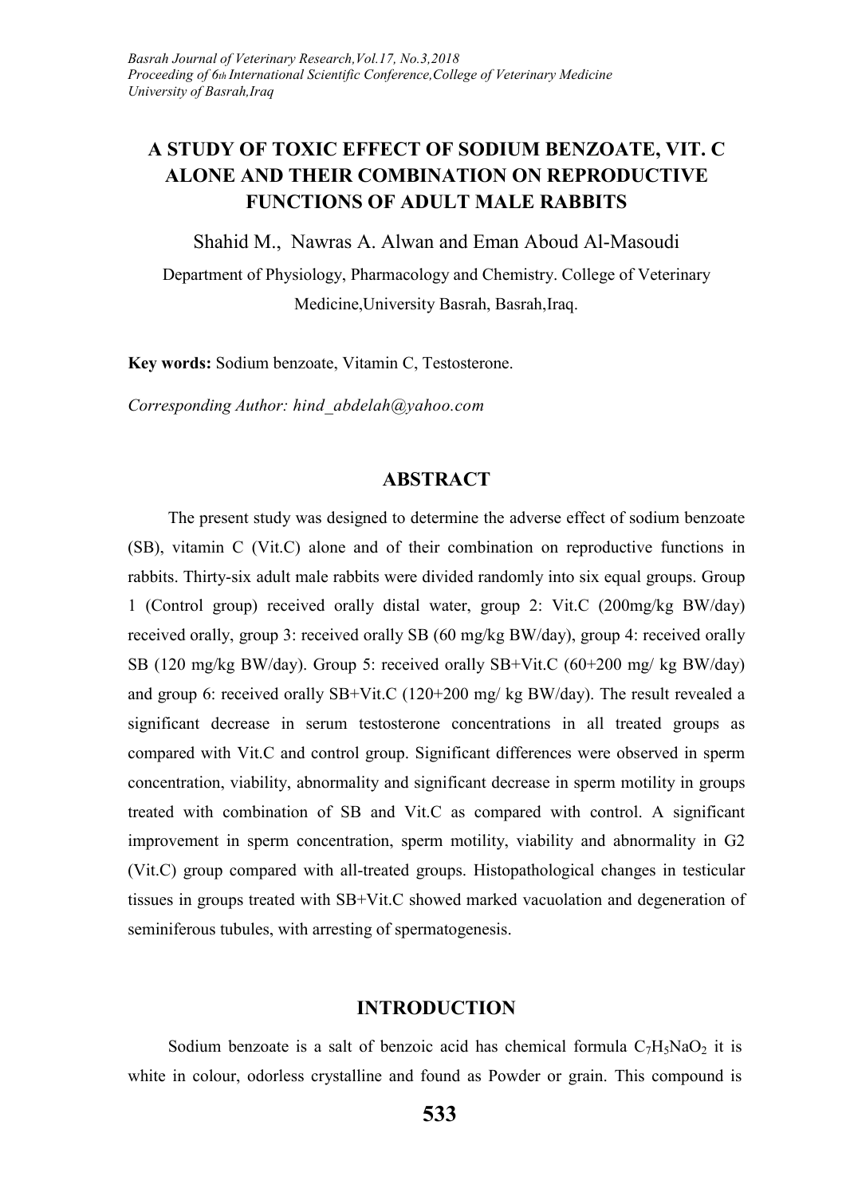# A STUDY OF TOXIC EFFECT OF SODIUM BENZOATE, VIT. C ALONE AND THEIR COMBINATION ON REPRODUCTIVE FUNCTIONS OF ADULT MALE RABBITS

Shahid M., Nawras A. Alwan and Eman Aboud Al-Masoudi

Department of Physiology, Pharmacology and Chemistry. College of Veterinary Medicine,University Basrah, Basrah,Iraq.

**Key words:** Sodium benzoate, Vitamin C, Testosterone.

*Corresponding Author: hind_abdelah@yahoo.com*

## ABSTRACT

The present study was designed to determine the adverse effect of sodium benzoate (SB), vitamin C (Vit.C) alone and of their combination on reproductive functions in rabbits. Thirty-six adult male rabbits were divided randomly into six equal groups. Group 1 (Control group) received orally distal water, group 2: Vit.C (200mg/kg BW/day) received orally, group 3: received orally SB (60 mg/kg BW/day), group 4: received orally SB (120 mg/kg BW/day). Group 5: received orally SB+Vit.C (60+200 mg/ kg BW/day) and group 6: received orally SB+Vit.C (120+200 mg/ kg BW/day). The result revealed a significant decrease in serum testosterone concentrations in all treated groups as compared with Vit.C and control group. Significant differences were observed in sperm concentration, viability, abnormality and significant decrease in sperm motility in groups treated with combination of SB and Vit.C as compared with control. A significant improvement in sperm concentration, sperm motility, viability and abnormality in G2 (Vit.C) group compared with all-treated groups. Histopathological changes in testicular tissues in groups treated with SB+Vit.C showed marked vacuolation and degeneration of seminiferous tubules, with arresting of spermatogenesis.

## INTRODUCTION

Sodium benzoate is a salt of benzoic acid has chemical formula $C_7H_5NaO_2$ it is white in colour, odorless crystalline and found as Powder or grain. This compound is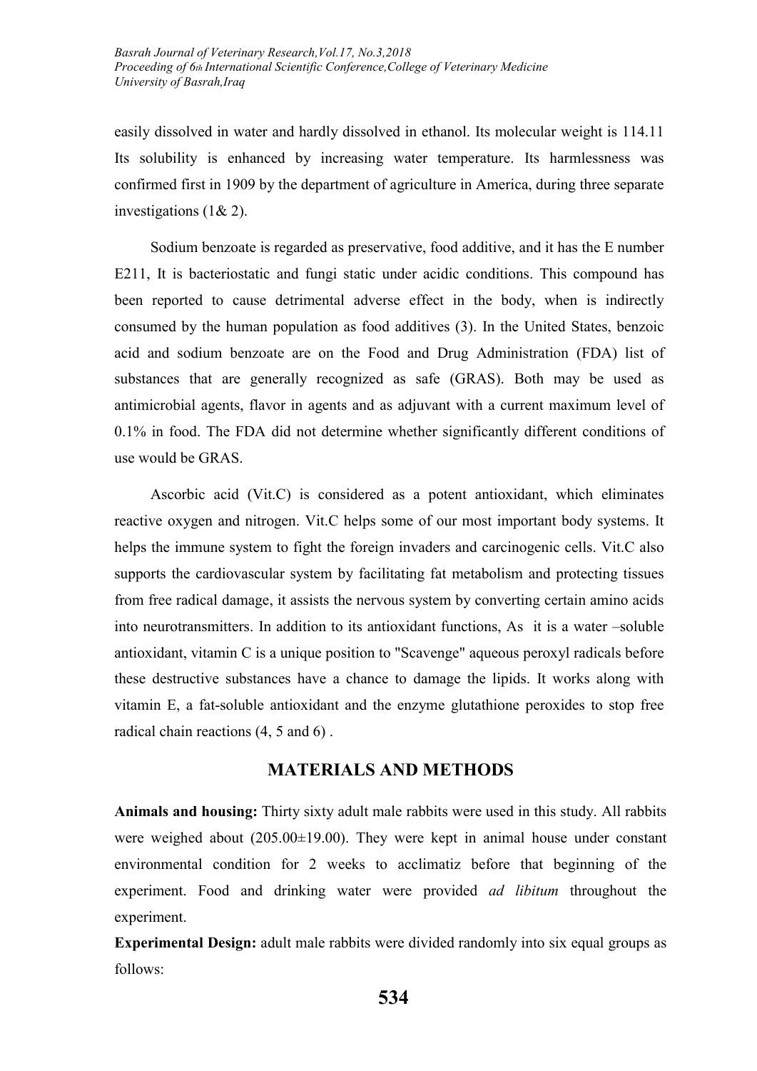easily dissolved in water and hardly dissolved in ethanol. Its molecular weight is 114.11 Its solubility is enhanced by increasing water temperature. Its harmlessness was confirmed first in 1909 by the department of agriculture in America, during three separate investigations (1& 2).

Sodium benzoate is regarded as preservative, food additive, and it has the E number E211, It is bacteriostatic and fungi static under acidic conditions. This compound has been reported to cause detrimental adverse effect in the body, when is indirectly consumed by the human population as food additives (3). In the United States, benzoic acid and sodium benzoate are on the Food and Drug Administration (FDA) list of substances that are generally recognized as safe (GRAS). Both may be used as antimicrobial agents, flavor in agents and as adjuvant with a current maximum level of 0.1% in food. The FDA did not determine whether significantly different conditions of use would be GRAS.

Ascorbic acid (Vit.C) is considered as a potent antioxidant, which eliminates reactive oxygen and nitrogen. Vit.C helps some of our most important body systems. It helps the immune system to fight the foreign invaders and carcinogenic cells. Vit.C also supports the cardiovascular system by facilitating fat metabolism and protecting tissues from free radical damage, it assists the nervous system by converting certain amino acids into neurotransmitters. In addition to its antioxidant functions, As it is a water –soluble antioxidant, vitamin C is a unique position to "Scavenge" aqueous peroxyl radicals before these destructive substances have a chance to damage the lipids. It works along with vitamin E, a fat-soluble antioxidant and the enzyme glutathione peroxides to stop free radical chain reactions (4, 5 and 6) .

## MATERIALS AND METHODS

**Animals and housing:** Thirty sixty adult male rabbits were used in this study. All rabbits were weighed about (205.00±19.00). They were kept in animal house under constant environmental condition for 2 weeks to acclimatiz before that beginning of the experiment. Food and drinking water were provided *ad libitum* throughout the experiment.

**Experimental Design:** adult male rabbits were divided randomly into six equal groups as follows: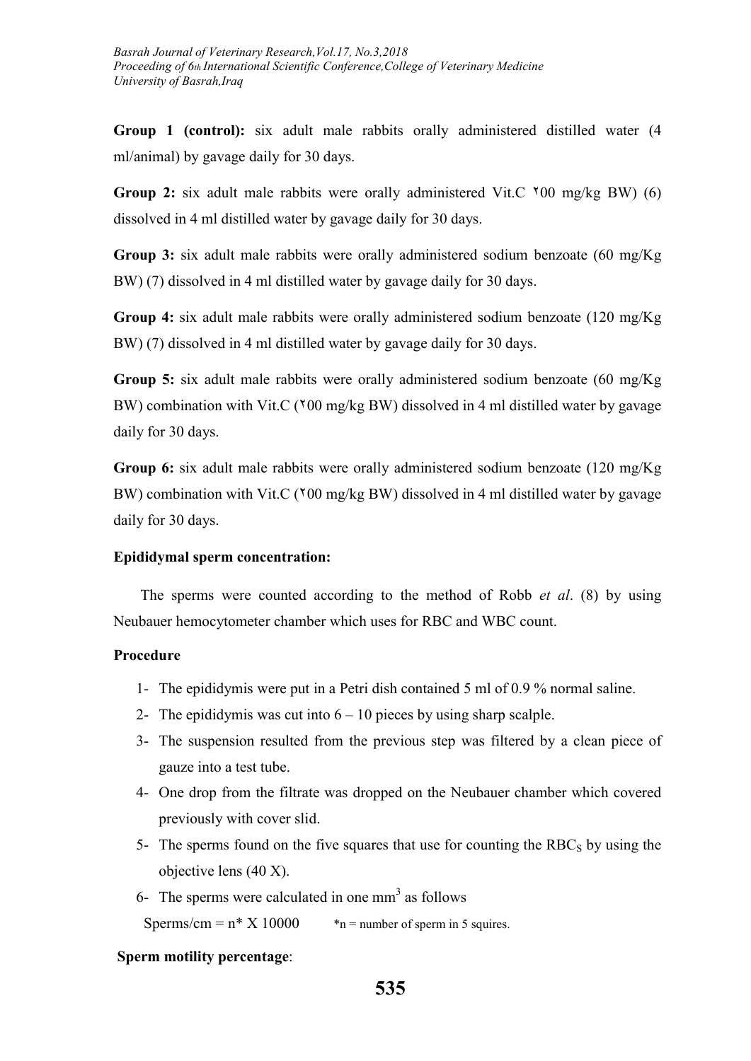**Group 1 (control):** six adult male rabbits orally administered distilled water (4 ml/animal) by gavage daily for 30 days.

**Group 2:** six adult male rabbits were orally administered Vit.C ٢00 mg/kg BW) (6) dissolved in 4 ml distilled water by gavage daily for 30 days.

**Group 3:** six adult male rabbits were orally administered sodium benzoate (60 mg/Kg BW) (7) dissolved in 4 ml distilled water by gavage daily for 30 days.

**Group 4:** six adult male rabbits were orally administered sodium benzoate (120 mg/Kg BW) (7) dissolved in 4 ml distilled water by gavage daily for 30 days.

**Group 5:** six adult male rabbits were orally administered sodium benzoate (60 mg/Kg BW) combination with Vit.C (٢00 mg/kg BW) dissolved in 4 ml distilled water by gavage daily for 30 days.

**Group 6:** six adult male rabbits were orally administered sodium benzoate (120 mg/Kg BW) combination with Vit.C (٢00 mg/kg BW) dissolved in 4 ml distilled water by gavage daily for 30 days.

**Epididymal sperm concentration:**

The sperms were counted according to the method of Robb *et al*. (8) by using Neubauer hemocytometer chamber which uses for RBC and WBC count.

**Procedure**

1- The epididymis were put in a Petri dish contained 5 ml of 0.9 % normal saline.
2- The epididymis was cut into 6 – 10 pieces by using sharp scalple.
3- The suspension resulted from the previous step was filtered by a clean piece of gauze into a test tube.
4- One drop from the filtrate was dropped on the Neubauer chamber which covered previously with cover slid.
5- The sperms found on the five squares that use for counting the $RBC_S$ by using the objective lens (40 X).
6- The sperms were calculated in one $mm^3$ as follows

Sperms/cm = n* X 10000 *n = number of sperm in 5 squires.

**Sperm motility percentage**: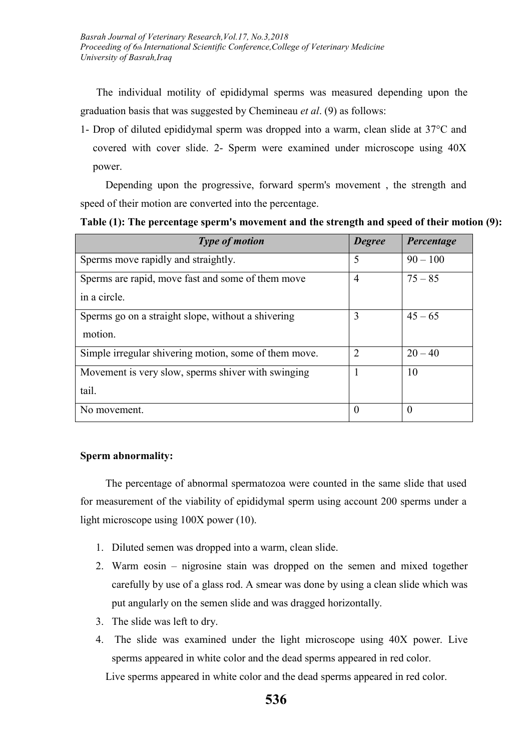The individual motility of epididymal sperms was measured depending upon the graduation basis that was suggested by Chemineau *et al*. (9) as follows:

1- Drop of diluted epididymal sperm was dropped into a warm, clean slide at 37°C and covered with cover slide. 2- Sperm were examined under microscope using 40X power.

Depending upon the progressive, forward sperm's movement , the strength and speed of their motion are converted into the percentage.

**Table (1): The percentage sperm's movement and the strength and speed of their motion (9):**

| *Type of motion* | *Degree* | *Percentage* |
|---|---|---|
| Sperms move rapidly and straightly. | 5 | 90 – 100 |
| Sperms are rapid, move fast and some of them move in a circle. | 4 | 75 – 85 |
| Sperms go on a straight slope, without a shivering motion. | 3 | 45 – 65 |
| Simple irregular shivering motion, some of them move. | 2 | 20 – 40 |
| Movement is very slow, sperms shiver with swinging tail. | 1 | 10 |
| No movement. | 0 | 0 |

**Sperm abnormality:**

The percentage of abnormal spermatozoa were counted in the same slide that used for measurement of the viability of epididymal sperm using account 200 sperms under a light microscope using 100X power (10).

1. Diluted semen was dropped into a warm, clean slide.
2. Warm eosin – nigrosine stain was dropped on the semen and mixed together carefully by use of a glass rod. A smear was done by using a clean slide which was put angularly on the semen slide and was dragged horizontally.
3. The slide was left to dry.
4. The slide was examined under the light microscope using 40X power. Live sperms appeared in white color and the dead sperms appeared in red color.

Live sperms appeared in white color and the dead sperms appeared in red color.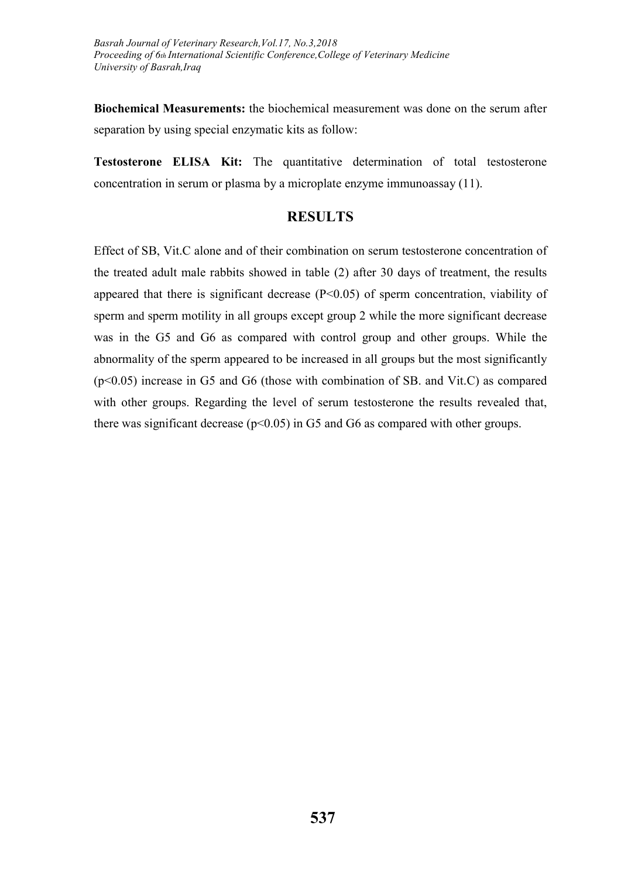**Biochemical Measurements:** the biochemical measurement was done on the serum after separation by using special enzymatic kits as follow:

**Testosterone ELISA Kit:** The quantitative determination of total testosterone concentration in serum or plasma by a microplate enzyme immunoassay (11).

## RESULTS

Effect of SB, Vit.C alone and of their combination on serum testosterone concentration of the treated adult male rabbits showed in table (2) after 30 days of treatment, the results appeared that there is significant decrease ($P<0.05$) of sperm concentration, viability of sperm and sperm motility in all groups except group 2 while the more significant decrease was in the G5 and G6 as compared with control group and other groups. While the abnormality of the sperm appeared to be increased in all groups but the most significantly ($p<0.05$) increase in G5 and G6 (those with combination of SB. and Vit.C) as compared with other groups. Regarding the level of serum testosterone the results revealed that, there was significant decrease ($p<0.05$) in G5 and G6 as compared with other groups.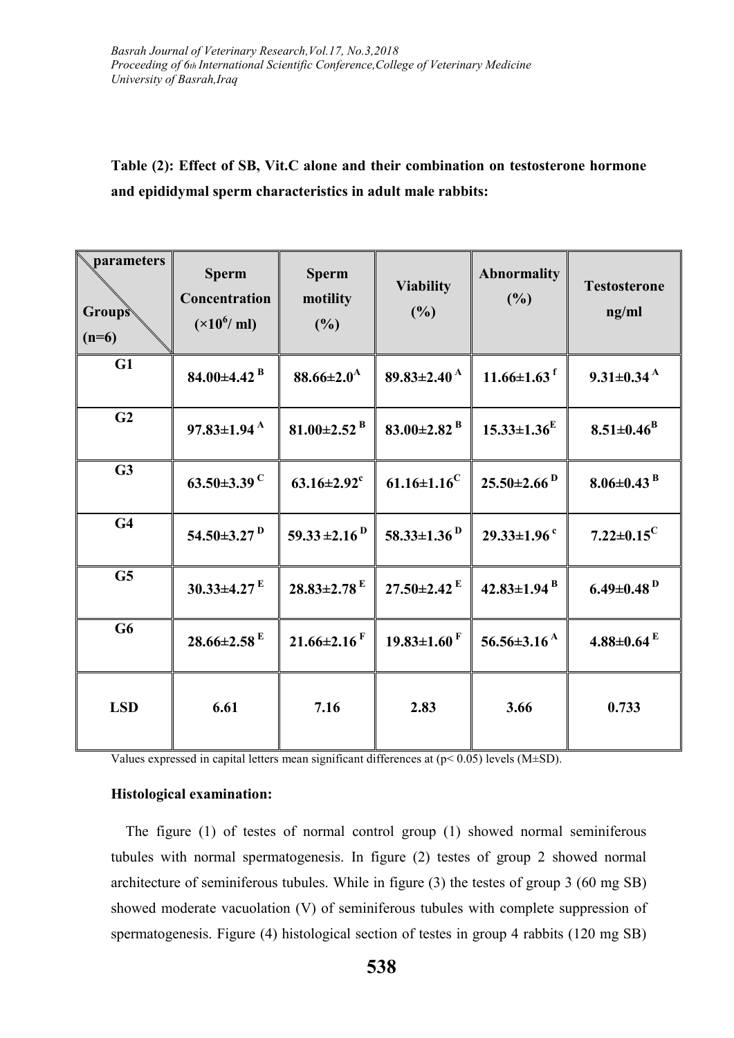**Table (2): Effect of SB, Vit.C alone and their combination on testosterone hormone and epididymal sperm characteristics in adult male rabbits:**

| parameters / Groups (n=6) | Sperm Concentration ($\times10^6$/ ml) | Sperm motility (%) | Viability (%) | Abnormality (%) | Testosterone ng/ml |
|---|---|---|---|---|---|
| **G1** | **84.00±4.42 $^B$** | **88.66±2.0$^A$** | **89.83±2.40 $^A$** | **11.66±1.63 $^f$** | **9.31±0.34 $^A$** |
| **G2** | **97.83±1.94 $^A$** | **81.00±2.52 $^B$** | **83.00±2.82 $^B$** | **15.33±1.36$^E$** | **8.51±0.46$^B$** |
| **G3** | **63.50±3.39 $^C$** | **63.16±2.92$^c$** | **61.16±1.16$^C$** | **25.50±2.66 $^D$** | **8.06±0.43 $^B$** |
| **G4** | **54.50±3.27 $^D$** | **59.33 ±2.16 $^D$** | **58.33±1.36 $^D$** | **29.33±1.96 $^c$** | **7.22±0.15$^C$** |
| **G5** | **30.33±4.27 $^E$** | **28.83±2.78 $^E$** | **27.50±2.42 $^E$** | **42.83±1.94 $^B$** | **6.49±0.48 $^D$** |
| **G6** | **28.66±2.58 $^E$** | **21.66±2.16 $^F$** | **19.83±1.60 $^F$** | **56.56±3.16 $^A$** | **4.88±0.64 $^E$** |
| **LSD** | **6.61** | **7.16** | **2.83** | **3.66** | **0.733** |

Values expressed in capital letters mean significant differences at ($p< 0.05$) levels (M±SD).

**Histological examination:**

The figure (1) of testes of normal control group (1) showed normal seminiferous tubules with normal spermatogenesis. In figure (2) testes of group 2 showed normal architecture of seminiferous tubules. While in figure (3) the testes of group 3 (60 mg SB) showed moderate vacuolation (V) of seminiferous tubules with complete suppression of spermatogenesis. Figure (4) histological section of testes in group 4 rabbits (120 mg SB)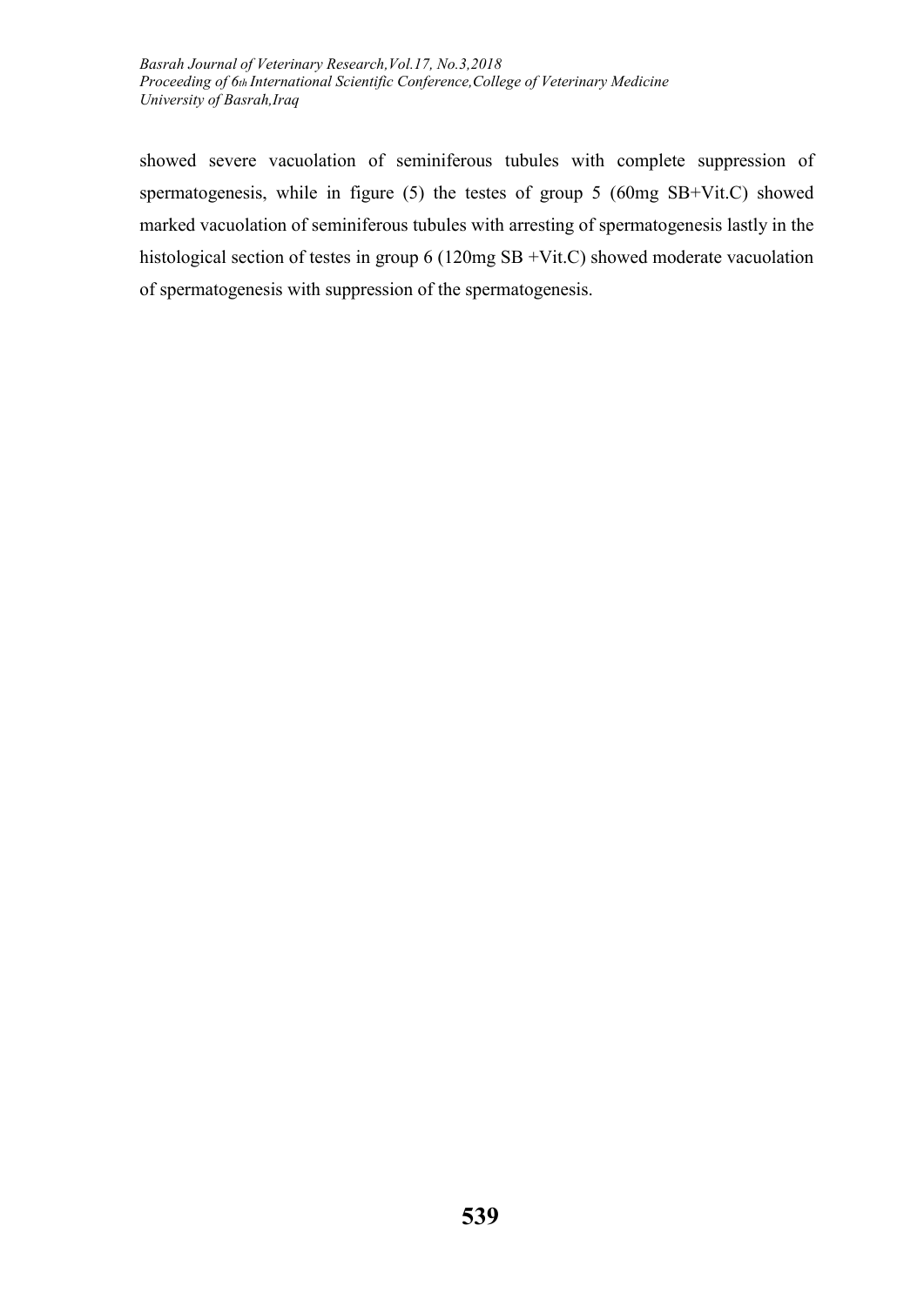showed severe vacuolation of seminiferous tubules with complete suppression of spermatogenesis, while in figure (5) the testes of group 5 (60mg SB+Vit.C) showed marked vacuolation of seminiferous tubules with arresting of spermatogenesis lastly in the histological section of testes in group 6 (120mg SB +Vit.C) showed moderate vacuolation of spermatogenesis with suppression of the spermatogenesis.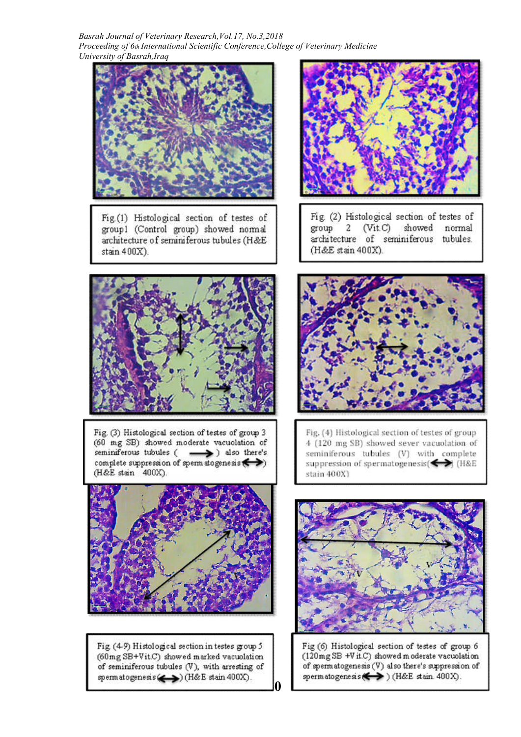Fig.(1) Histological section of testes of group1 (Control group) showed normal architecture of seminiferous tubules (H&E stain 400X).

Fig. (2) Histological section of testes of group 2 (Vit.C) showed normal architecture of seminiferous tubules. (H&E stain 400X).

Fig. (3) Histological section of testes of group 3 (60 mg SB) showed moderate vacuolation of seminiferous tubules (→) also there's complete suppression of spermatogenesis (↔) (H&E stain 400X).

Fig. (4) Histological section of testes of group 4 (120 mg SB) showed sever vacuolation of seminiferous tubules (V) with complete suppression of spermatogenesis (↔) (H&E stain 400X)

Fig (4-9) Histological section in testes group 5 (60mg SB+Vit.C) showed marked vacuolation of seminiferous tubules (V), with arresting of spermatogenesis (↔) (H&E stain 400X).

Fig (6) Histological section of testes of group 6 (120mg SB +Vit.C) showed moderate vacuolation of spermatogenesis (V) also there's suppression of spermatogenesis (↔) (H&E stain. 400X).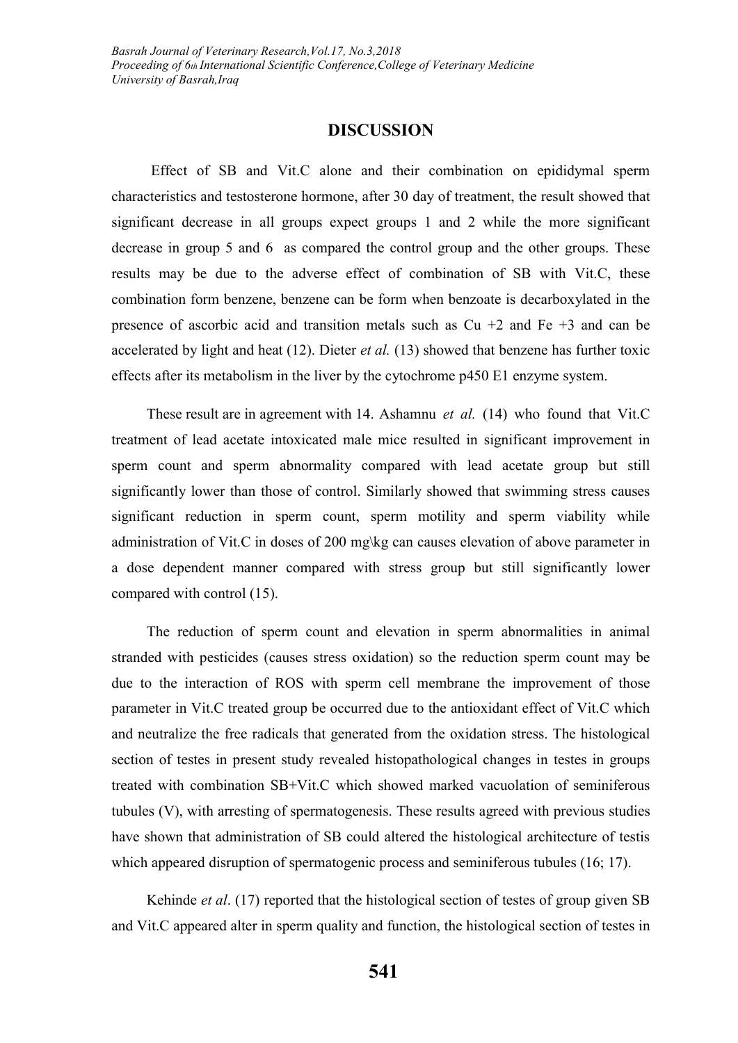## DISCUSSION

Effect of SB and Vit.C alone and their combination on epididymal sperm characteristics and testosterone hormone, after 30 day of treatment, the result showed that significant decrease in all groups expect groups 1 and 2 while the more significant decrease in group 5 and 6 as compared the control group and the other groups. These results may be due to the adverse effect of combination of SB with Vit.C, these combination form benzene, benzene can be form when benzoate is decarboxylated in the presence of ascorbic acid and transition metals such as Cu +2 and Fe +3 and can be accelerated by light and heat (12). Dieter *et al.* (13) showed that benzene has further toxic effects after its metabolism in the liver by the cytochrome p450 E1 enzyme system.

These result are in agreement with 14. Ashamnu *et al.* (14) who found that Vit.C treatment of lead acetate intoxicated male mice resulted in significant improvement in sperm count and sperm abnormality compared with lead acetate group but still significantly lower than those of control. Similarly showed that swimming stress causes significant reduction in sperm count, sperm motility and sperm viability while administration of Vit.C in doses of 200 mg\kg can causes elevation of above parameter in a dose dependent manner compared with stress group but still significantly lower compared with control (15).

The reduction of sperm count and elevation in sperm abnormalities in animal stranded with pesticides (causes stress oxidation) so the reduction sperm count may be due to the interaction of ROS with sperm cell membrane the improvement of those parameter in Vit.C treated group be occurred due to the antioxidant effect of Vit.C which and neutralize the free radicals that generated from the oxidation stress. The histological section of testes in present study revealed histopathological changes in testes in groups treated with combination SB+Vit.C which showed marked vacuolation of seminiferous tubules (V), with arresting of spermatogenesis. These results agreed with previous studies have shown that administration of SB could altered the histological architecture of testis which appeared disruption of spermatogenic process and seminiferous tubules (16; 17).

Kehinde *et al*. (17) reported that the histological section of testes of group given SB and Vit.C appeared alter in sperm quality and function, the histological section of testes in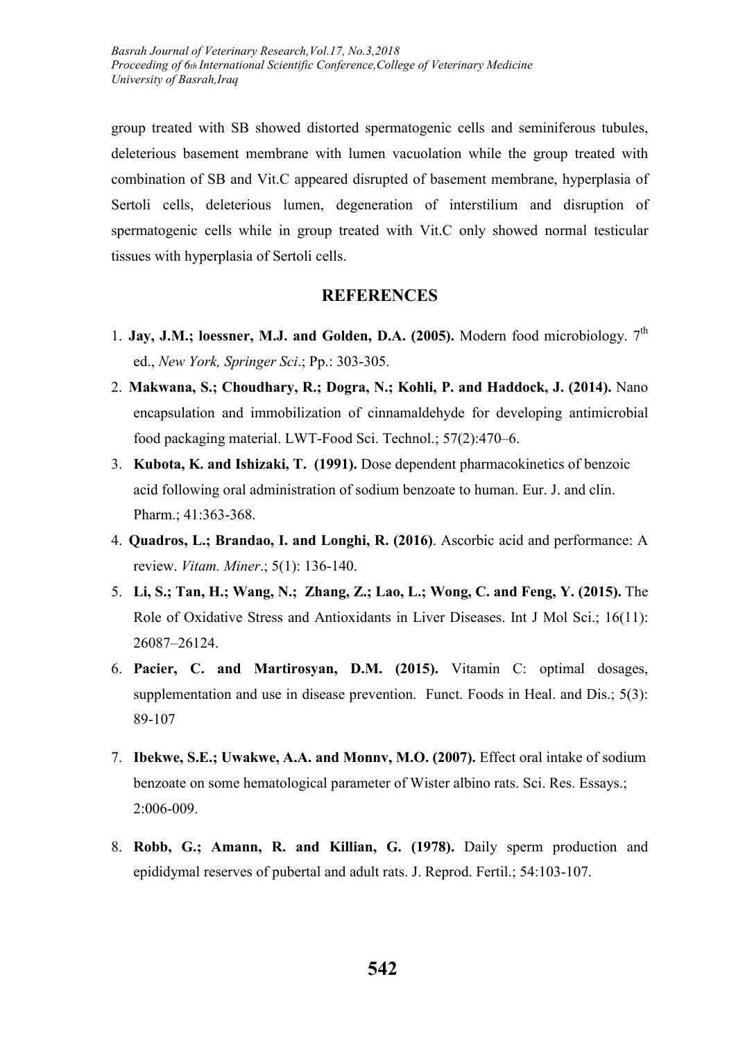group treated with SB showed distorted spermatogenic cells and seminiferous tubules, deleterious basement membrane with lumen vacuolation while the group treated with combination of SB and Vit.C appeared disrupted of basement membrane, hyperplasia of Sertoli cells, deleterious lumen, degeneration of interstilium and disruption of spermatogenic cells while in group treated with Vit.C only showed normal testicular tissues with hyperplasia of Sertoli cells.

## REFERENCES

1. **Jay, J.M.; loessner, M.J. and Golden, D.A. (2005).** Modern food microbiology. 7th ed., *New York, Springer Sci*.; Pp.: 303-305.
2. **Makwana, S.; Choudhary, R.; Dogra, N.; Kohli, P. and Haddock, J. (2014).** Nano encapsulation and immobilization of cinnamaldehyde for developing antimicrobial food packaging material. LWT-Food Sci. Technol.; 57(2):470–6.
3. **Kubota, K. and Ishizaki, T. (1991).** Dose dependent pharmacokinetics of benzoic acid following oral administration of sodium benzoate to human. Eur. J. and clin. Pharm.; 41:363-368.
4. **Quadros, L.; Brandao, I. and Longhi, R. (2016)**. Ascorbic acid and performance: A review. *Vitam. Miner*.; 5(1): 136-140.
5. **Li, S.; Tan, H.; Wang, N.; Zhang, Z.; Lao, L.; Wong, C. and Feng, Y. (2015).** The Role of Oxidative Stress and Antioxidants in Liver Diseases. Int J Mol Sci.; 16(11): 26087–26124.
6. **Pacier, C. and Martirosyan, D.M. (2015).** Vitamin C: optimal dosages, supplementation and use in disease prevention. Funct. Foods in Heal. and Dis.; 5(3): 89-107
7. **Ibekwe, S.E.; Uwakwe, A.A. and Monnv, M.O. (2007).** Effect oral intake of sodium benzoate on some hematological parameter of Wister albino rats. Sci. Res. Essays.; 2:006-009.
8. **Robb, G.; Amann, R. and Killian, G. (1978).** Daily sperm production and epididymal reserves of pubertal and adult rats. J. Reprod. Fertil.; 54:103-107.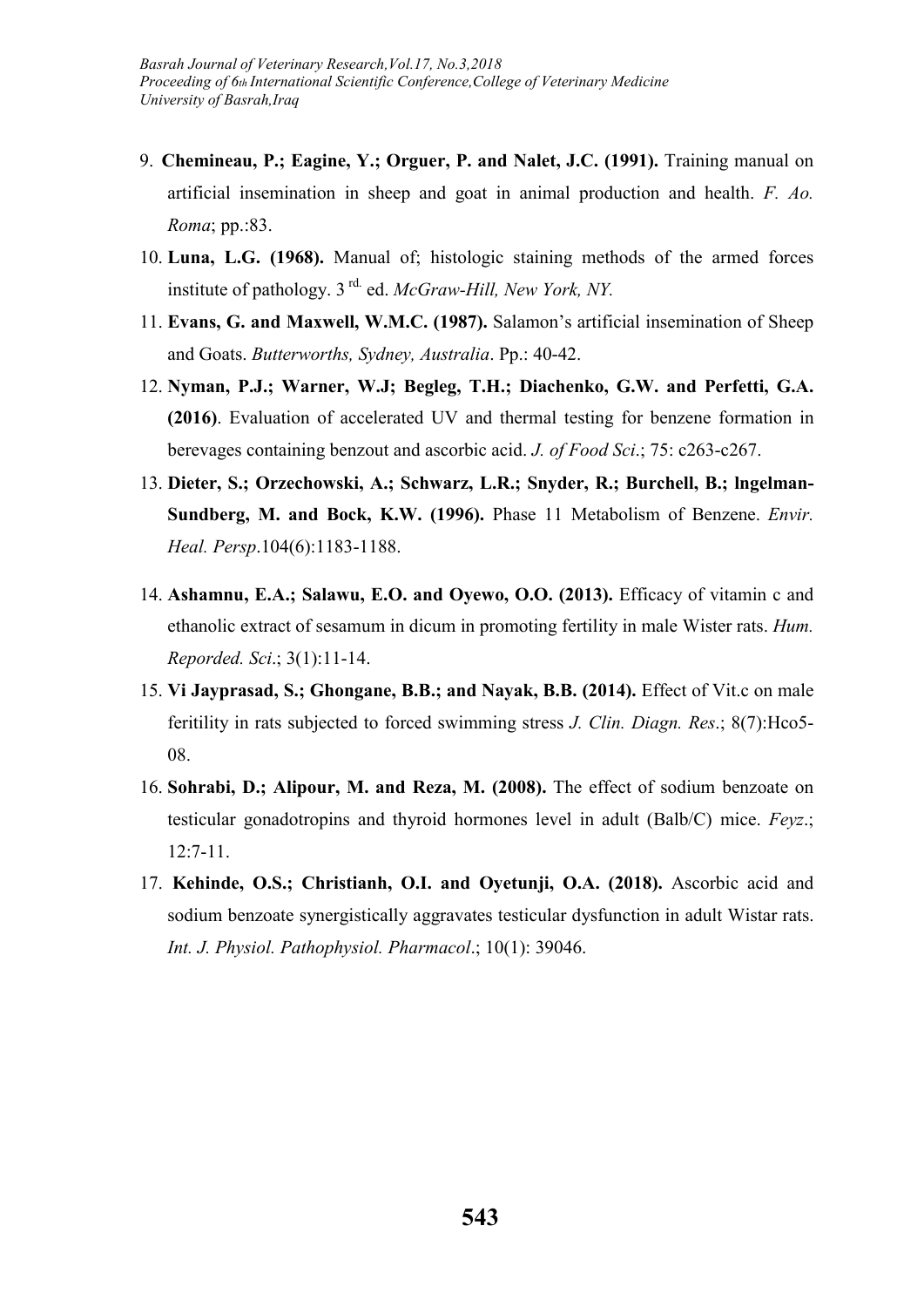9. **Chemineau, P.; Eagine, Y.; Orguer, P. and Nalet, J.C. (1991).** Training manual on artificial insemination in sheep and goat in animal production and health. *F. Ao. Roma*; pp.:83.
10. **Luna, L.G. (1968).** Manual of; histologic staining methods of the armed forces institute of pathology. 3 $^{rd.}$ ed. *McGraw-Hill, New York, NY.*
11. **Evans, G. and Maxwell, W.M.C. (1987).** Salamon's artificial insemination of Sheep and Goats. *Butterworths, Sydney, Australia*. Pp.: 40-42.
12. **Nyman, P.J.; Warner, W.J; Begleg, T.H.; Diachenko, G.W. and Perfetti, G.A. (2016)**. Evaluation of accelerated UV and thermal testing for benzene formation in berevages containing benzout and ascorbic acid. *J. of Food Sci*.; 75: c263-c267.
13. **Dieter, S.; Orzechowski, A.; Schwarz, L.R.; Snyder, R.; Burchell, B.; lngelman-Sundberg, M. and Bock, K.W. (1996).** Phase 11 Metabolism of Benzene. *Envir. Heal. Persp*.104(6):1183-1188.
14. **Ashamnu, E.A.; Salawu, E.O. and Oyewo, O.O. (2013).** Efficacy of vitamin c and ethanolic extract of sesamum in dicum in promoting fertility in male Wister rats. *Hum. Reporded. Sci*.; 3(1):11-14.
15. **Vi Jayprasad, S.; Ghongane, B.B.; and Nayak, B.B. (2014).** Effect of Vit.c on male feritility in rats subjected to forced swimming stress *J. Clin. Diagn. Res*.; 8(7):Hco5-08.
16. **Sohrabi, D.; Alipour, M. and Reza, M. (2008).** The effect of sodium benzoate on testicular gonadotropins and thyroid hormones level in adult (Balb/C) mice. *Feyz*.; 12:7-11.
17. **Kehinde, O.S.; Christianh, O.I. and Oyetunji, O.A. (2018).** Ascorbic acid and sodium benzoate synergistically aggravates testicular dysfunction in adult Wistar rats. *Int. J. Physiol. Pathophysiol. Pharmacol*.; 10(1): 39046.